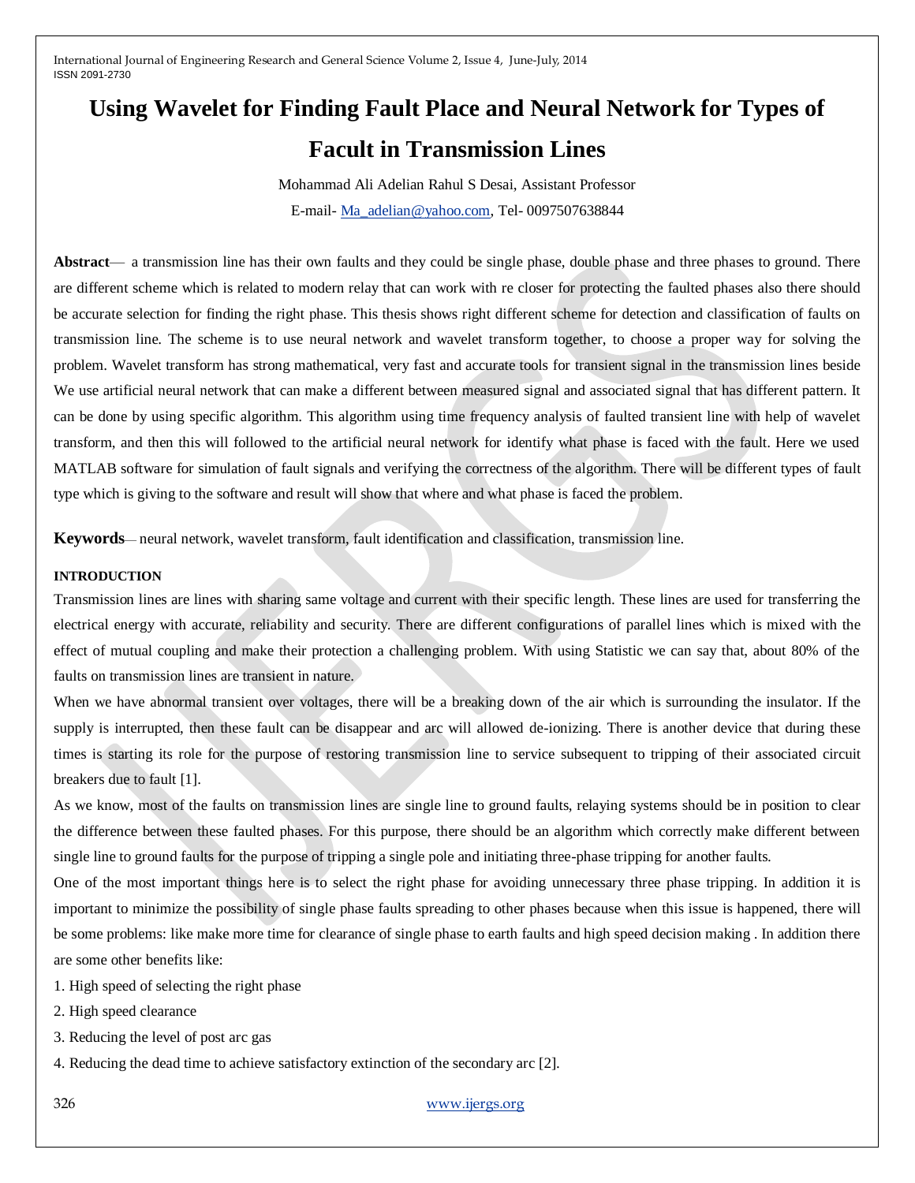# Using Wavelet for Finding Fault Place and Neural Network for Types of Facult in Transmission Lines

Mohammad Ali Adelian Rahul S Desai, Assistant Professor

E-mail- Ma_adelian@yahoo.com, Tel- 0097507638844

**Abstract**— a transmission line has their own faults and they could be single phase, double phase and three phases to ground. There are different scheme which is related to modern relay that can work with re closer for protecting the faulted phases also there should be accurate selection for finding the right phase. This thesis shows right different scheme for detection and classification of faults on transmission line. The scheme is to use neural network and wavelet transform together, to choose a proper way for solving the problem. Wavelet transform has strong mathematical, very fast and accurate tools for transient signal in the transmission lines beside We use artificial neural network that can make a different between measured signal and associated signal that has different pattern. It can be done by using specific algorithm. This algorithm using time frequency analysis of faulted transient line with help of wavelet transform, and then this will followed to the artificial neural network for identify what phase is faced with the fault. Here we used MATLAB software for simulation of fault signals and verifying the correctness of the algorithm. There will be different types of fault type which is giving to the software and result will show that where and what phase is faced the problem.

**Keywords**— neural network, wavelet transform, fault identification and classification, transmission line.

## INTRODUCTION

Transmission lines are lines with sharing same voltage and current with their specific length. These lines are used for transferring the electrical energy with accurate, reliability and security. There are different configurations of parallel lines which is mixed with the effect of mutual coupling and make their protection a challenging problem. With using Statistic we can say that, about 80% of the faults on transmission lines are transient in nature.

When we have abnormal transient over voltages, there will be a breaking down of the air which is surrounding the insulator. If the supply is interrupted, then these fault can be disappear and arc will allowed de-ionizing. There is another device that during these times is starting its role for the purpose of restoring transmission line to service subsequent to tripping of their associated circuit breakers due to fault [1].

As we know, most of the faults on transmission lines are single line to ground faults, relaying systems should be in position to clear the difference between these faulted phases. For this purpose, there should be an algorithm which correctly make different between single line to ground faults for the purpose of tripping a single pole and initiating three-phase tripping for another faults.

One of the most important things here is to select the right phase for avoiding unnecessary three phase tripping. In addition it is important to minimize the possibility of single phase faults spreading to other phases because when this issue is happened, there will be some problems: like make more time for clearance of single phase to earth faults and high speed decision making . In addition there are some other benefits like:

1. High speed of selecting the right phase
2. High speed clearance
3. Reducing the level of post arc gas
4. Reducing the dead time to achieve satisfactory extinction of the secondary arc [2].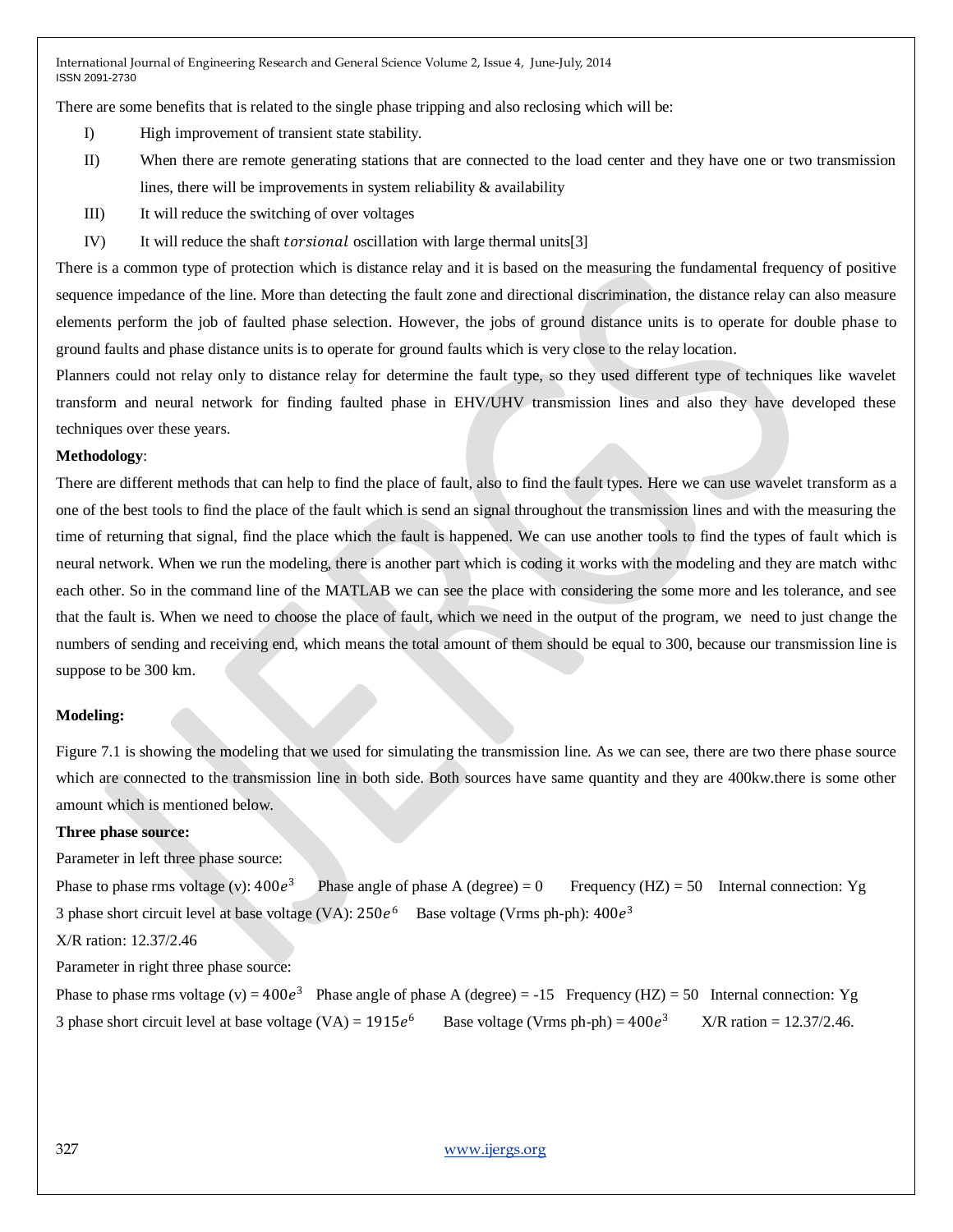There are some benefits that is related to the single phase tripping and also reclosing which will be:

I) High improvement of transient state stability.

II) When there are remote generating stations that are connected to the load center and they have one or two transmission lines, there will be improvements in system reliability & availability

III) It will reduce the switching of over voltages

IV) It will reduce the shaft *torsional* oscillation with large thermal units[3]

There is a common type of protection which is distance relay and it is based on the measuring the fundamental frequency of positive sequence impedance of the line. More than detecting the fault zone and directional discrimination, the distance relay can also measure elements perform the job of faulted phase selection. However, the jobs of ground distance units is to operate for double phase to ground faults and phase distance units is to operate for ground faults which is very close to the relay location.

Planners could not relay only to distance relay for determine the fault type, so they used different type of techniques like wavelet transform and neural network for finding faulted phase in EHV/UHV transmission lines and also they have developed these techniques over these years.

**Methodology**:

There are different methods that can help to find the place of fault, also to find the fault types. Here we can use wavelet transform as a one of the best tools to find the place of the fault which is send an signal throughout the transmission lines and with the measuring the time of returning that signal, find the place which the fault is happened. We can use another tools to find the types of fault which is neural network. When we run the modeling, there is another part which is coding it works with the modeling and they are match withc each other. So in the command line of the MATLAB we can see the place with considering the some more and les tolerance, and see that the fault is. When we need to choose the place of fault, which we need in the output of the program, we need to just change the numbers of sending and receiving end, which means the total amount of them should be equal to 300, because our transmission line is suppose to be 300 km.

**Modeling:**

Figure 7.1 is showing the modeling that we used for simulating the transmission line. As we can see, there are two there phase source which are connected to the transmission line in both side. Both sources have same quantity and they are 400kw.there is some other amount which is mentioned below.

**Three phase source:**

Parameter in left three phase source:

Phase to phase rms voltage (v): $400e^3$ Phase angle of phase A (degree) = 0 Frequency (HZ) = 50 Internal connection: Yg

3 phase short circuit level at base voltage (VA): $250e^6$ Base voltage (Vrms ph-ph): $400e^3$

X/R ration: 12.37/2.46

Parameter in right three phase source:

Phase to phase rms voltage (v) = $400e^3$ Phase angle of phase A (degree) = -15 Frequency (HZ) = 50 Internal connection: Yg

3 phase short circuit level at base voltage (VA) = $1915e^6$ Base voltage (Vrms ph-ph) = $400e^3$ X/R ration = 12.37/2.46.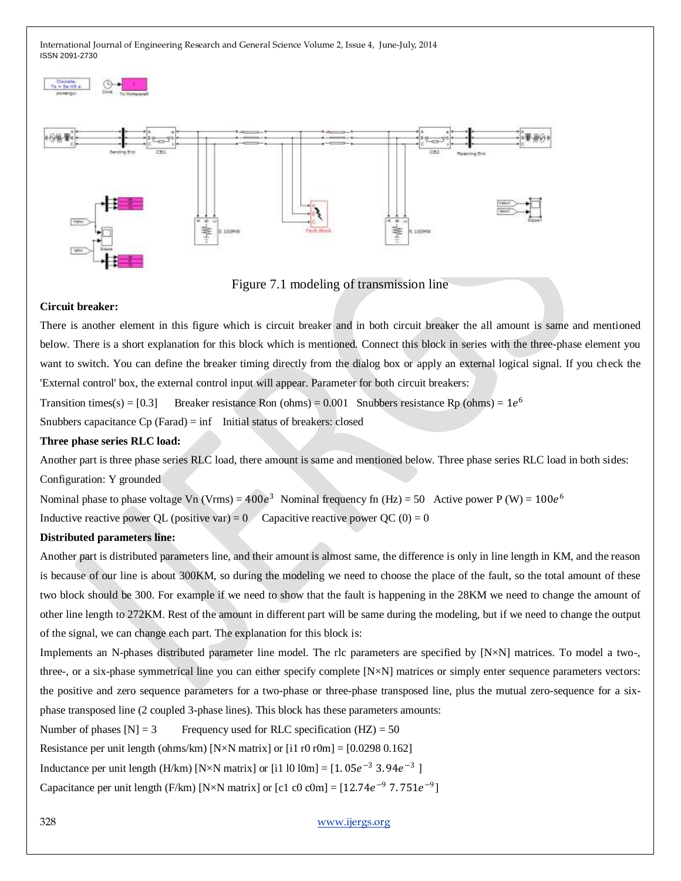Figure 7.1 modeling of transmission line

**Circuit breaker:**

There is another element in this figure which is circuit breaker and in both circuit breaker the all amount is same and mentioned below. There is a short explanation for this block which is mentioned. Connect this block in series with the three-phase element you want to switch. You can define the breaker timing directly from the dialog box or apply an external logical signal. If you check the 'External control' box, the external control input will appear. Parameter for both circuit breakers:

Transition times(s) = [0.3]   Breaker resistance Ron (ohms) = 0.001   Snubbers resistance Rp (ohms) = $1e^{6}$

Snubbers capacitance Cp (Farad) = inf   Initial status of breakers: closed

**Three phase series RLC load:**

Another part is three phase series RLC load, there amount is same and mentioned below. Three phase series RLC load in both sides:

Configuration: Y grounded

Nominal phase to phase voltage Vn (Vrms) = $400e^{3}$   Nominal frequency fn (Hz) = 50   Active power P (W) = $100e^{6}$

Inductive reactive power QL (positive var) = 0   Capacitive reactive power QC (0) = 0

**Distributed parameters line:**

Another part is distributed parameters line, and their amount is almost same, the difference is only in line length in KM, and the reason is because of our line is about 300KM, so during the modeling we need to choose the place of the fault, so the total amount of these two block should be 300. For example if we need to show that the fault is happening in the 28KM we need to change the amount of other line length to 272KM. Rest of the amount in different part will be same during the modeling, but if we need to change the output of the signal, we can change each part. The explanation for this block is:

Implements an N-phases distributed parameter line model. The rlc parameters are specified by [N×N] matrices. To model a two-, three-, or a six-phase symmetrical line you can either specify complete [N×N] matrices or simply enter sequence parameters vectors: the positive and zero sequence parameters for a two-phase or three-phase transposed line, plus the mutual zero-sequence for a six-phase transposed line (2 coupled 3-phase lines). This block has these parameters amounts:

Number of phases [N] = 3   Frequency used for RLC specification (HZ) = 50

Resistance per unit length (ohms/km) [N×N matrix] or [i1 r0 r0m] = [0.0298 0.162]

Inductance per unit length (H/km) [N×N matrix] or [i1 l0 l0m] = [$1.05e^{-3}$ $3.94e^{-3}$ ]

Capacitance per unit length (F/km) [N×N matrix] or [c1 c0 c0m] = [$12.74e^{-9}$ $7.751e^{-9}$]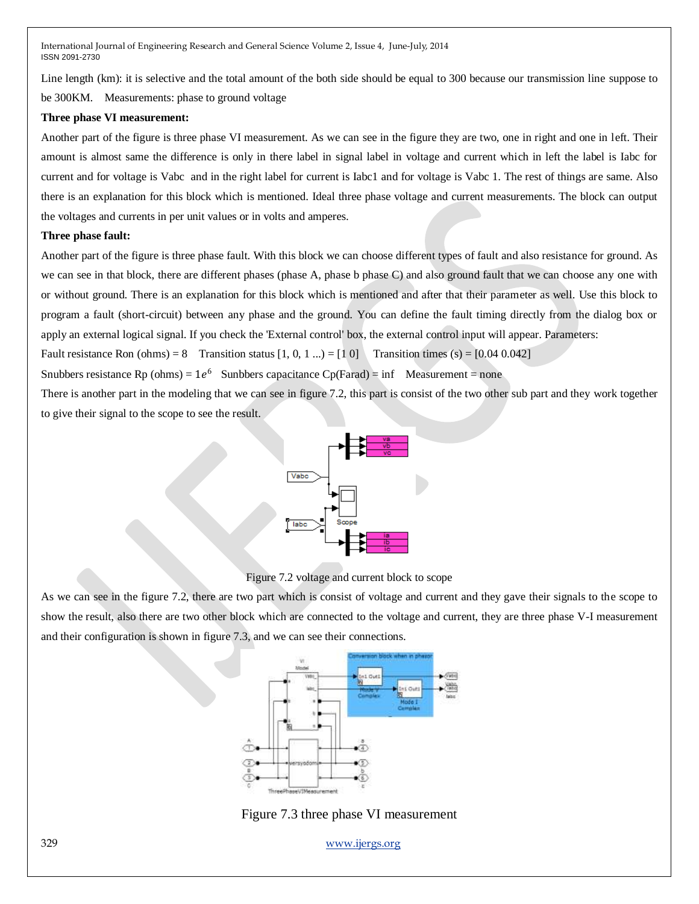Line length (km): it is selective and the total amount of the both side should be equal to 300 because our transmission line suppose to be 300KM. Measurements: phase to ground voltage

**Three phase VI measurement:**

Another part of the figure is three phase VI measurement. As we can see in the figure they are two, one in right and one in left. Their amount is almost same the difference is only in there label in signal label in voltage and current which in left the label is Iabc for current and for voltage is Vabc and in the right label for current is Iabc1 and for voltage is Vabc 1. The rest of things are same. Also there is an explanation for this block which is mentioned. Ideal three phase voltage and current measurements. The block can output the voltages and currents in per unit values or in volts and amperes.

**Three phase fault:**

Another part of the figure is three phase fault. With this block we can choose different types of fault and also resistance for ground. As we can see in that block, there are different phases (phase A, phase b phase C) and also ground fault that we can choose any one with or without ground. There is an explanation for this block which is mentioned and after that their parameter as well. Use this block to program a fault (short-circuit) between any phase and the ground. You can define the fault timing directly from the dialog box or apply an external logical signal. If you check the 'External control' box, the external control input will appear. Parameters:

Fault resistance Ron (ohms) = 8 Transition status [1, 0, 1 ...) = [1 0] Transition times (s) = [0.04 0.042]

Snubbers resistance Rp (ohms) = $1e^6$ Sunbbers capacitance Cp(Farad) = inf Measurement = none

There is another part in the modeling that we can see in figure 7.2, this part is consist of the two other sub part and they work together to give their signal to the scope to see the result.

Figure 7.2 voltage and current block to scope

As we can see in the figure 7.2, there are two part which is consist of voltage and current and they gave their signals to the scope to show the result, also there are two other block which are connected to the voltage and current, they are three phase V-I measurement and their configuration is shown in figure 7.3, and we can see their connections.

Figure 7.3 three phase VI measurement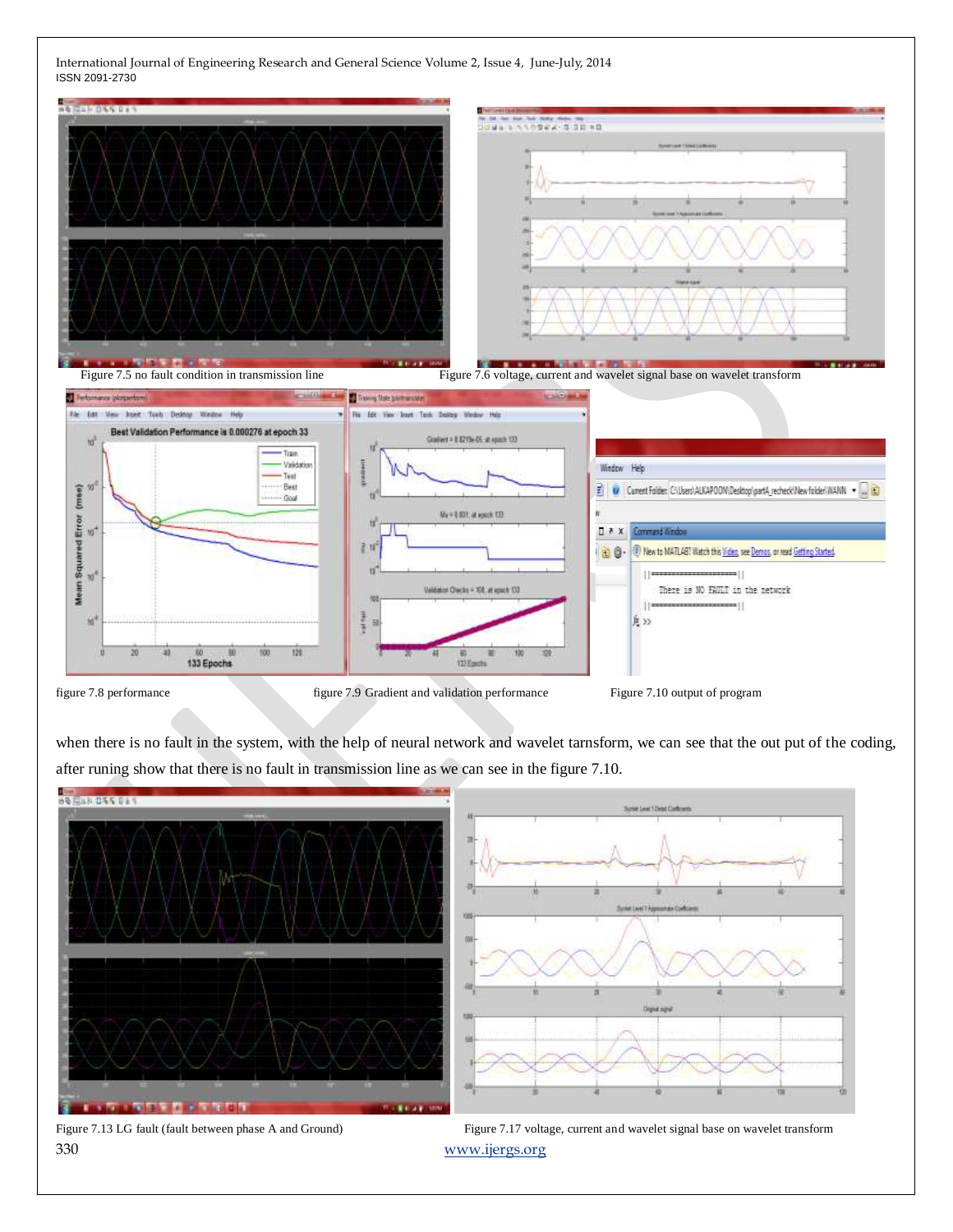Figure 7.5 no fault condition in transmission line

Figure 7.6 voltage, current and wavelet signal base on wavelet transform

figure 7.8 performance

figure 7.9 Gradient and validation performance

Figure 7.10 output of program

when there is no fault in the system, with the help of neural network and wavelet tarnsform, we can see that the out put of the coding, after runing show that there is no fault in transmission line as we can see in the figure 7.10.

Figure 7.13 LG fault (fault between phase A and Ground)

Figure 7.17 voltage, current and wavelet signal base on wavelet transform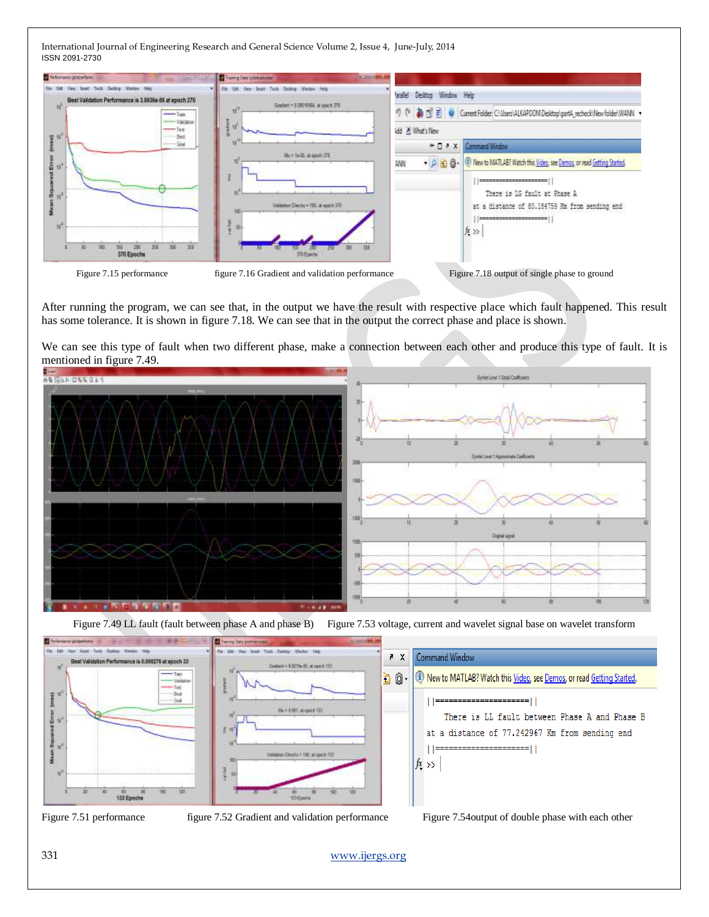Figure 7.15 performance    figure 7.16 Gradient and validation performance    Figure 7.18 output of single phase to ground

After running the program, we can see that, in the output we have the result with respective place which fault happened. This result has some tolerance. It is shown in figure 7.18. We can see that in the output the correct phase and place is shown.

We can see this type of fault when two different phase, make a connection between each other and produce this type of fault. It is mentioned in figure 7.49.

Figure 7.49 LL fault (fault between phase A and phase B)    Figure 7.53 voltage, current and wavelet signal base on wavelet transform

Figure 7.51 performance    figure 7.52 Gradient and validation performance    Figure 7.54output of double phase with each other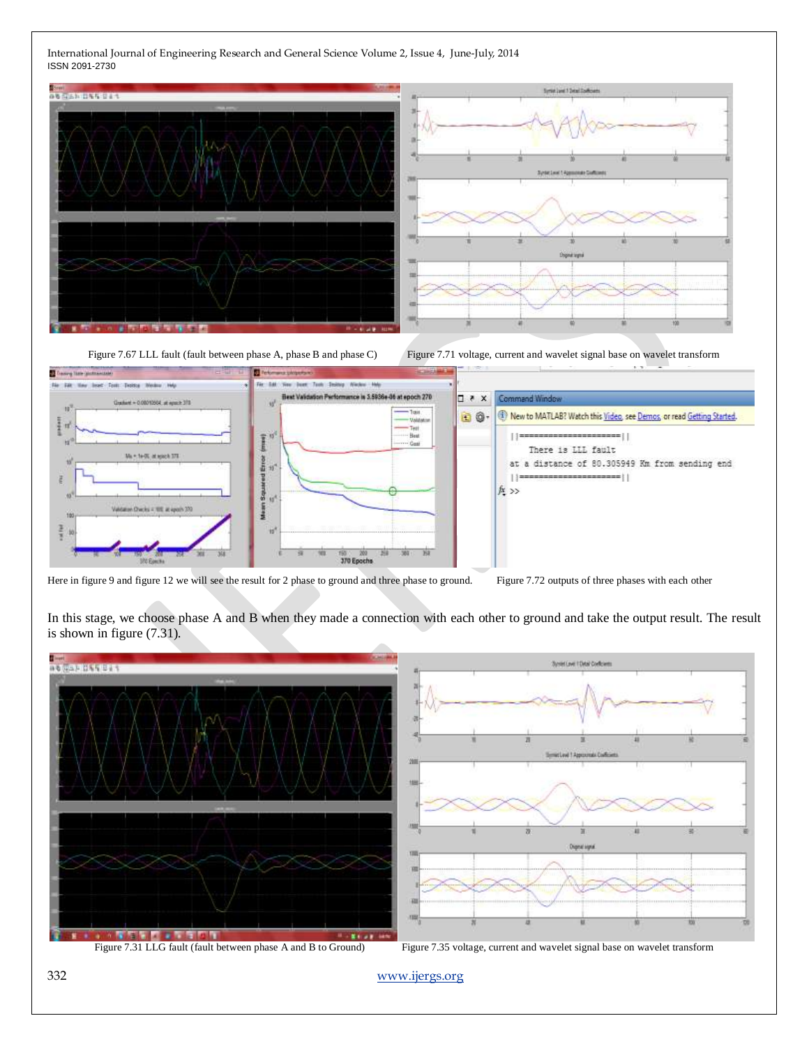Figure 7.67 LLL fault (fault between phase A, phase B and phase C)

Figure 7.71 voltage, current and wavelet signal base on wavelet transform

Here in figure 9 and figure 12 we will see the result for 2 phase to ground and three phase to ground.

```
||=====================||
   There is LLL fault
at a distance of 80.305949 Km from sending end
||=====================||
```

Figure 7.72 outputs of three phases with each other

In this stage, we choose phase A and B when they made a connection with each other to ground and take the output result. The result is shown in figure (7.31).

Figure 7.31 LLG fault (fault between phase A and B to Ground)

Figure 7.35 voltage, current and wavelet signal base on wavelet transform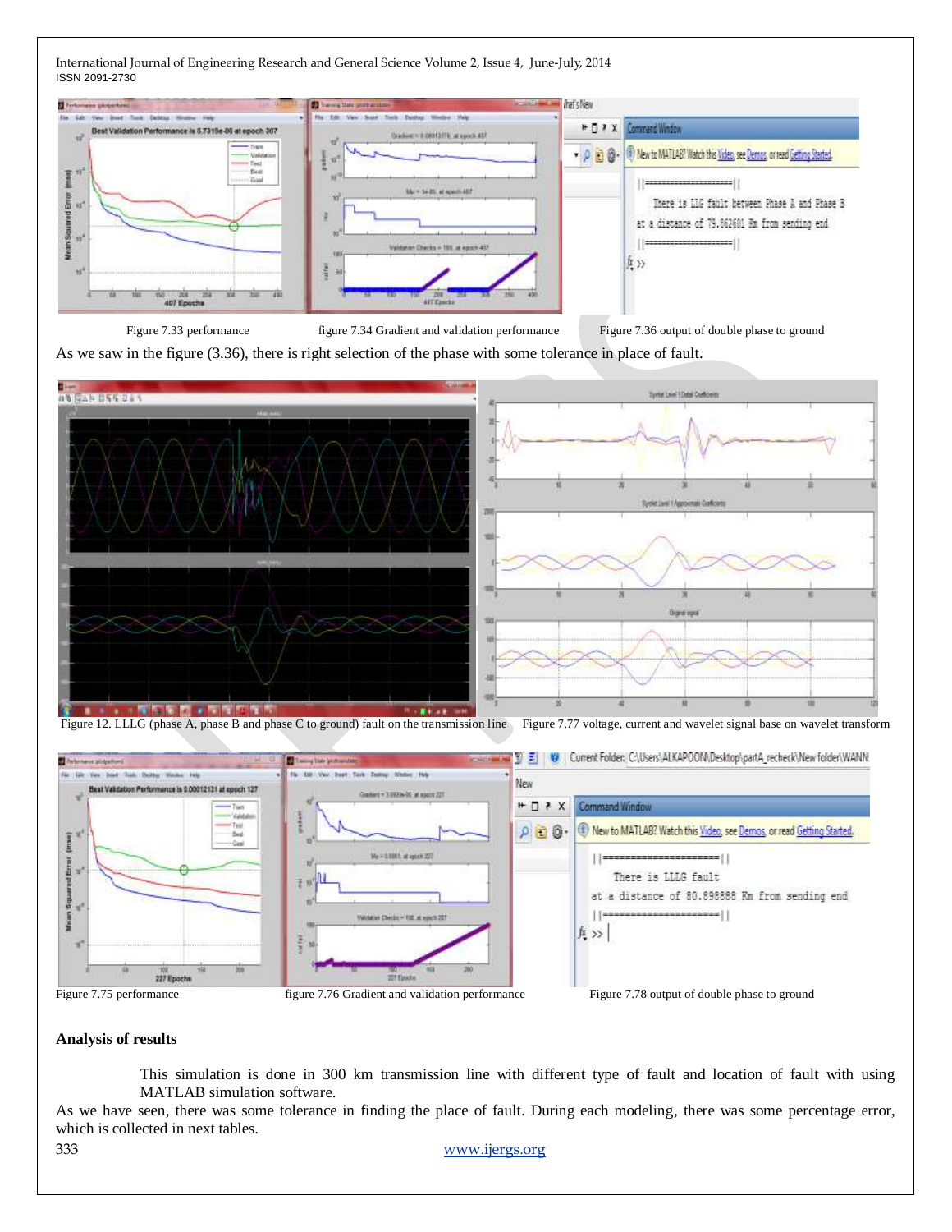Figure 7.33 performance figure 7.34 Gradient and validation performance Figure 7.36 output of double phase to ground

As we saw in the figure (3.36), there is right selection of the phase with some tolerance in place of fault.

Figure 12. LLLG (phase A, phase B and phase C to ground) fault on the transmission line Figure 7.77 voltage, current and wavelet signal base on wavelet transform

Figure 7.75 performance figure 7.76 Gradient and validation performance Figure 7.78 output of double phase to ground

### Analysis of results

This simulation is done in 300 km transmission line with different type of fault and location of fault with using MATLAB simulation software.

As we have seen, there was some tolerance in finding the place of fault. During each modeling, there was some percentage error, which is collected in next tables.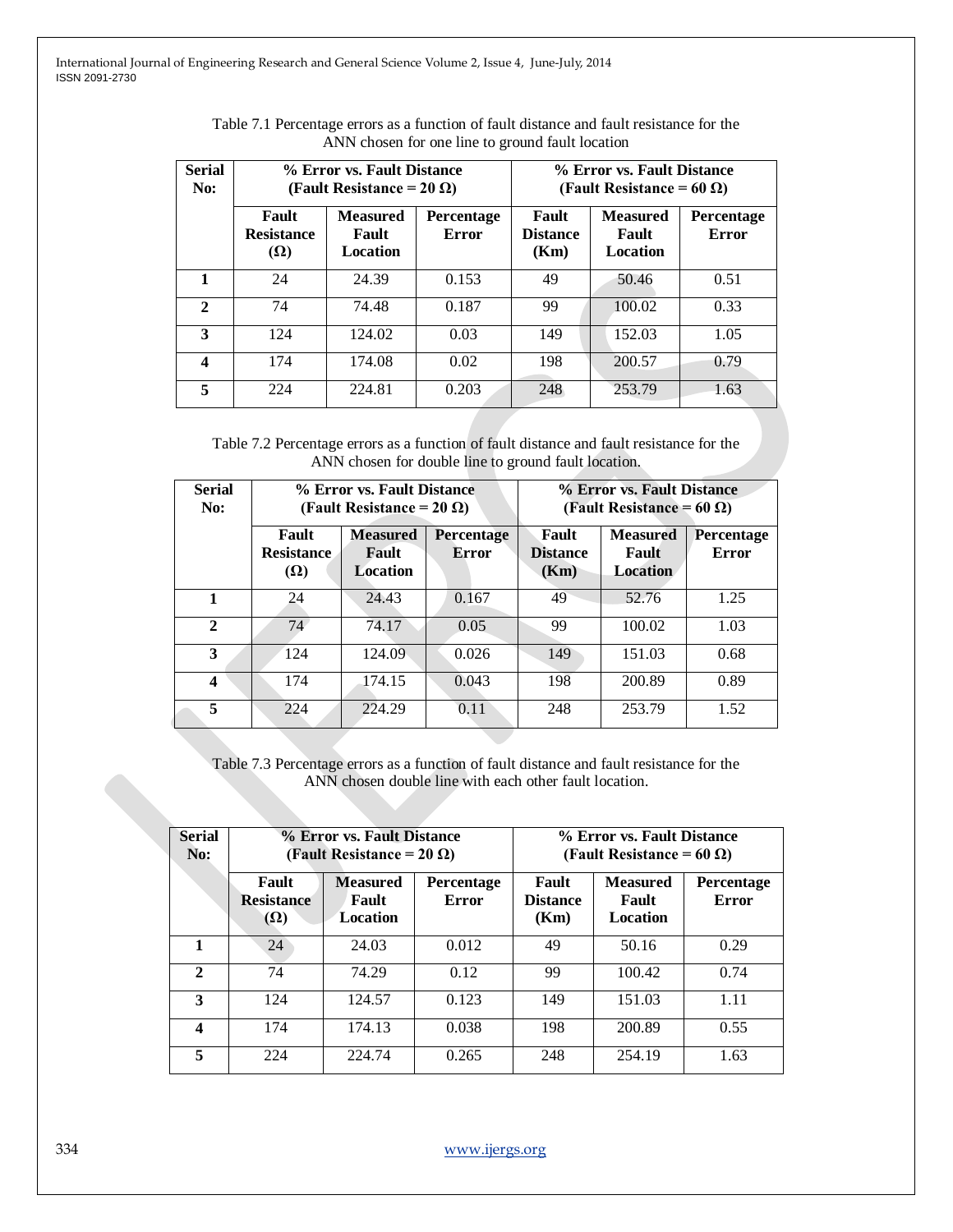Table 7.1 Percentage errors as a function of fault distance and fault resistance for the ANN chosen for one line to ground fault location

| Serial No: | % Error vs. Fault Distance (Fault Resistance = 20 Ω) | | | % Error vs. Fault Distance (Fault Resistance = 60 Ω) | | |
|---|---|---|---|---|---|---|
| | Fault Resistance (Ω) | Measured Fault Location | Percentage Error | Fault Distance (Km) | Measured Fault Location | Percentage Error |
| 1 | 24 | 24.39 | 0.153 | 49 | 50.46 | 0.51 |
| 2 | 74 | 74.48 | 0.187 | 99 | 100.02 | 0.33 |
| 3 | 124 | 124.02 | 0.03 | 149 | 152.03 | 1.05 |
| 4 | 174 | 174.08 | 0.02 | 198 | 200.57 | 0.79 |
| 5 | 224 | 224.81 | 0.203 | 248 | 253.79 | 1.63 |

Table 7.2 Percentage errors as a function of fault distance and fault resistance for the ANN chosen for double line to ground fault location.

| Serial No: | % Error vs. Fault Distance (Fault Resistance = 20 Ω) | | | % Error vs. Fault Distance (Fault Resistance = 60 Ω) | | |
|---|---|---|---|---|---|---|
| | Fault Resistance (Ω) | Measured Fault Location | Percentage Error | Fault Distance (Km) | Measured Fault Location | Percentage Error |
| 1 | 24 | 24.43 | 0.167 | 49 | 52.76 | 1.25 |
| 2 | 74 | 74.17 | 0.05 | 99 | 100.02 | 1.03 |
| 3 | 124 | 124.09 | 0.026 | 149 | 151.03 | 0.68 |
| 4 | 174 | 174.15 | 0.043 | 198 | 200.89 | 0.89 |
| 5 | 224 | 224.29 | 0.11 | 248 | 253.79 | 1.52 |

Table 7.3 Percentage errors as a function of fault distance and fault resistance for the ANN chosen double line with each other fault location.

| Serial No: | % Error vs. Fault Distance (Fault Resistance = 20 Ω) | | | % Error vs. Fault Distance (Fault Resistance = 60 Ω) | | |
|---|---|---|---|---|---|---|
| | Fault Resistance (Ω) | Measured Fault Location | Percentage Error | Fault Distance (Km) | Measured Fault Location | Percentage Error |
| 1 | 24 | 24.03 | 0.012 | 49 | 50.16 | 0.29 |
| 2 | 74 | 74.29 | 0.12 | 99 | 100.42 | 0.74 |
| 3 | 124 | 124.57 | 0.123 | 149 | 151.03 | 1.11 |
| 4 | 174 | 174.13 | 0.038 | 198 | 200.89 | 0.55 |
| 5 | 224 | 224.74 | 0.265 | 248 | 254.19 | 1.63 |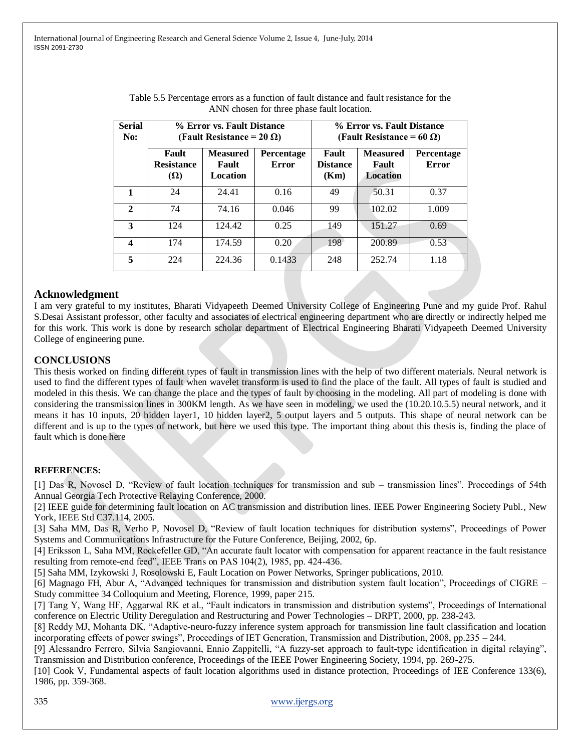Table 5.5 Percentage errors as a function of fault distance and fault resistance for the ANN chosen for three phase fault location.

| Serial No: | % Error vs. Fault Distance (Fault Resistance = 20 Ω) | | | % Error vs. Fault Distance (Fault Resistance = 60 Ω) | | |
|---|---|---|---|---|---|---|
| | **Fault Resistance (Ω)** | **Measured Fault Location** | **Percentage Error** | **Fault Distance (Km)** | **Measured Fault Location** | **Percentage Error** |
| **1** | 24 | 24.41 | 0.16 | 49 | 50.31 | 0.37 |
| **2** | 74 | 74.16 | 0.046 | 99 | 102.02 | 1.009 |
| **3** | 124 | 124.42 | 0.25 | 149 | 151.27 | 0.69 |
| **4** | 174 | 174.59 | 0.20 | 198 | 200.89 | 0.53 |
| **5** | 224 | 224.36 | 0.1433 | 248 | 252.74 | 1.18 |

## Acknowledgment

I am very grateful to my institutes, Bharati Vidyapeeth Deemed University College of Engineering Pune and my guide Prof. Rahul S.Desai Assistant professor, other faculty and associates of electrical engineering department who are directly or indirectly helped me for this work. This work is done by research scholar department of Electrical Engineering Bharati Vidyapeeth Deemed University College of engineering pune.

## CONCLUSIONS

This thesis worked on finding different types of fault in transmission lines with the help of two different materials. Neural network is used to find the different types of fault when wavelet transform is used to find the place of the fault. All types of fault is studied and modeled in this thesis. We can change the place and the types of fault by choosing in the modeling. All part of modeling is done with considering the transmission lines in 300KM length. As we have seen in modeling, we used the (10.20.10.5.5) neural network, and it means it has 10 inputs, 20 hidden layer1, 10 hidden layer2, 5 output layers and 5 outputs. This shape of neural network can be different and is up to the types of network, but here we used this type. The important thing about this thesis is, finding the place of fault which is done here

**REFERENCES:**

[1] Das R, Novosel D, "Review of fault location techniques for transmission and sub – transmission lines". Proceedings of 54th Annual Georgia Tech Protective Relaying Conference, 2000.

[2] IEEE guide for determining fault location on AC transmission and distribution lines. IEEE Power Engineering Society Publ., New York, IEEE Std C37.114, 2005.

[3] Saha MM, Das R, Verho P, Novosel D, "Review of fault location techniques for distribution systems", Proceedings of Power Systems and Communications Infrastructure for the Future Conference, Beijing, 2002, 6p.

[4] Eriksson L, Saha MM, Rockefeller GD, "An accurate fault locator with compensation for apparent reactance in the fault resistance resulting from remote-end feed", IEEE Trans on PAS 104(2), 1985, pp. 424-436.

[5] Saha MM, Izykowski J, Rosolowski E, Fault Location on Power Networks, Springer publications, 2010.

[6] Magnago FH, Abur A, "Advanced techniques for transmission and distribution system fault location", Proceedings of CIGRE – Study committee 34 Colloquium and Meeting, Florence, 1999, paper 215.

[7] Tang Y, Wang HF, Aggarwal RK et al., "Fault indicators in transmission and distribution systems", Proceedings of International conference on Electric Utility Deregulation and Restructuring and Power Technologies – DRPT, 2000, pp. 238-243.

[8] Reddy MJ, Mohanta DK, "Adaptive-neuro-fuzzy inference system approach for transmission line fault classification and location incorporating effects of power swings", Proceedings of IET Generation, Transmission and Distribution, 2008, pp.235 – 244.

[9] Alessandro Ferrero, Silvia Sangiovanni, Ennio Zappitelli, "A fuzzy-set approach to fault-type identification in digital relaying", Transmission and Distribution conference, Proceedings of the IEEE Power Engineering Society, 1994, pp. 269-275.

[10] Cook V, Fundamental aspects of fault location algorithms used in distance protection, Proceedings of IEE Conference 133(6), 1986, pp. 359-368.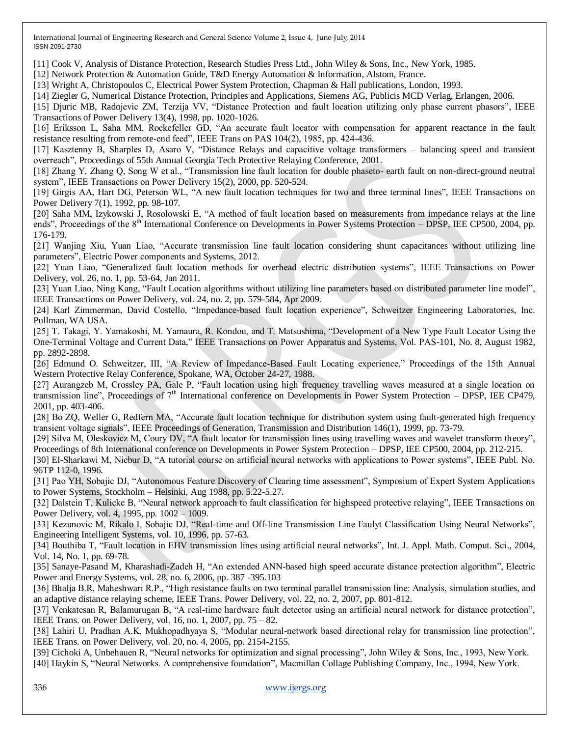[11] Cook V, Analysis of Distance Protection, Research Studies Press Ltd., John Wiley & Sons, Inc., New York, 1985.

[12] Network Protection & Automation Guide, T&D Energy Automation & Information, Alstom, France.

[13] Wright A, Christopoulos C, Electrical Power System Protection, Chapman & Hall publications, London, 1993.

[14] Ziegler G, Numerical Distance Protection, Principles and Applications, Siemens AG, Publicis MCD Verlag, Erlangen, 2006.

[15] Djuric MB, Radojevic ZM, Terzija VV, "Distance Protection and fault location utilizing only phase current phasors", IEEE Transactions of Power Delivery 13(4), 1998, pp. 1020-1026.

[16] Eriksson L, Saha MM, Rockefeller GD, "An accurate fault locator with compensation for apparent reactance in the fault resistance resulting from remote-end feed", IEEE Trans on PAS 104(2), 1985, pp. 424-436.

[17] Kasztenny B, Sharples D, Asaro V, "Distance Relays and capacitive voltage transformers – balancing speed and transient overreach", Proceedings of 55th Annual Georgia Tech Protective Relaying Conference, 2001.

[18] Zhang Y, Zhang Q, Song W et al., "Transmission line fault location for double phaseto- earth fault on non-direct-ground neutral system", IEEE Transactions on Power Delivery 15(2), 2000, pp. 520-524.

[19] Girgis AA, Hart DG, Peterson WL, "A new fault location techniques for two and three terminal lines", IEEE Transactions on Power Delivery 7(1), 1992, pp. 98-107.

[20] Saha MM, Izykowski J, Rosolowski E, "A method of fault location based on measurements from impedance relays at the line ends", Proceedings of the 8th International Conference on Developments in Power Systems Protection – DPSP, IEE CP500, 2004, pp. 176-179.

[21] Wanjing Xiu, Yuan Liao, "Accurate transmission line fault location considering shunt capacitances without utilizing line parameters", Electric Power components and Systems, 2012.

[22] Yuan Liao, "Generalized fault location methods for overhead electric distribution systems", IEEE Transactions on Power Delivery, vol. 26, no. 1, pp. 53-64, Jan 2011.

[23] Yuan Liao, Ning Kang, "Fault Location algorithms without utilizing line parameters based on distributed parameter line model", IEEE Transactions on Power Delivery, vol. 24, no. 2, pp. 579-584, Apr 2009.

[24] Karl Zimmerman, David Costello, "Impedance-based fault location experience", Schweitzer Engineering Laboratories, Inc. Pullman, WA USA.

[25] T. Takagi, Y. Yamakoshi, M. Yamaura, R. Kondou, and T. Matsushima, "Development of a New Type Fault Locator Using the One-Terminal Voltage and Current Data," IEEE Transactions on Power Apparatus and Systems, Vol. PAS-101, No. 8, August 1982, pp. 2892-2898.

[26] Edmund O. Schweitzer, III, "A Review of Impedance-Based Fault Locating experience," Proceedings of the 15th Annual Western Protective Relay Conference, Spokane, WA, October 24-27, 1988.

[27] Aurangzeb M, Crossley PA, Gale P, "Fault location using high frequency travelling waves measured at a single location on transmission line", Proceedings of 7th International conference on Developments in Power System Protection – DPSP, IEE CP479, 2001, pp. 403-406.

[28] Bo ZQ, Weller G, Redfern MA, "Accurate fault location technique for distribution system using fault-generated high frequency transient voltage signals", IEEE Proceedings of Generation, Transmission and Distribution 146(1), 1999, pp. 73-79.

[29] Silva M, Oleskovicz M, Coury DV, "A fault locator for transmission lines using travelling waves and wavelet transform theory", Proceedings of 8th International conference on Developments in Power System Protection – DPSP, IEE CP500, 2004, pp. 212-215.

[30] El-Sharkawi M, Niebur D, "A tutorial course on artificial neural networks with applications to Power systems", IEEE Publ. No. 96TP 112-0, 1996.

[31] Pao YH, Sobajic DJ, "Autonomous Feature Discovery of Clearing time assessment", Symposium of Expert System Applications to Power Systems, Stockholm – Helsinki, Aug 1988, pp. 5.22-5.27.

[32] Dalstein T, Kulicke B, "Neural network approach to fault classification for highspeed protective relaying", IEEE Transactions on Power Delivery, vol. 4, 1995, pp. 1002 – 1009.

[33] Kezunovic M, Rikalo I, Sobajic DJ, "Real-time and Off-line Transmission Line Faulyt Classification Using Neural Networks", Engineering Intelligent Systems, vol. 10, 1996, pp. 57-63.

[34] Bouthiba T, "Fault location in EHV transmission lines using artificial neural networks", Int. J. Appl. Math. Comput. Sci., 2004, Vol. 14, No. 1, pp. 69-78.

[35] Sanaye-Pasand M, Kharashadi-Zadeh H, "An extended ANN-based high speed accurate distance protection algorithm", Electric Power and Energy Systems, vol. 28, no. 6, 2006, pp. 387 -395.103

[36] Bhalja B.R, Maheshwari R.P., "High resistance faults on two terminal parallel transmission line: Analysis, simulation studies, and an adaptive distance relaying scheme, IEEE Trans. Power Delivery, vol. 22, no. 2, 2007, pp. 801-812.

[37] Venkatesan R, Balamurugan B, "A real-time hardware fault detector using an artificial neural network for distance protection", IEEE Trans. on Power Delivery, vol. 16, no. 1, 2007, pp. 75 – 82.

[38] Lahiri U, Pradhan A.K, Mukhopadhyaya S, "Modular neural-network based directional relay for transmission line protection", IEEE Trans. on Power Delivery, vol. 20, no. 4, 2005, pp. 2154-2155.

[39] Cichoki A, Unbehauen R, "Neural networks for optimization and signal processing", John Wiley & Sons, Inc., 1993, New York.

[40] Haykin S, "Neural Networks. A comprehensive foundation", Macmillan Collage Publishing Company, Inc., 1994, New York.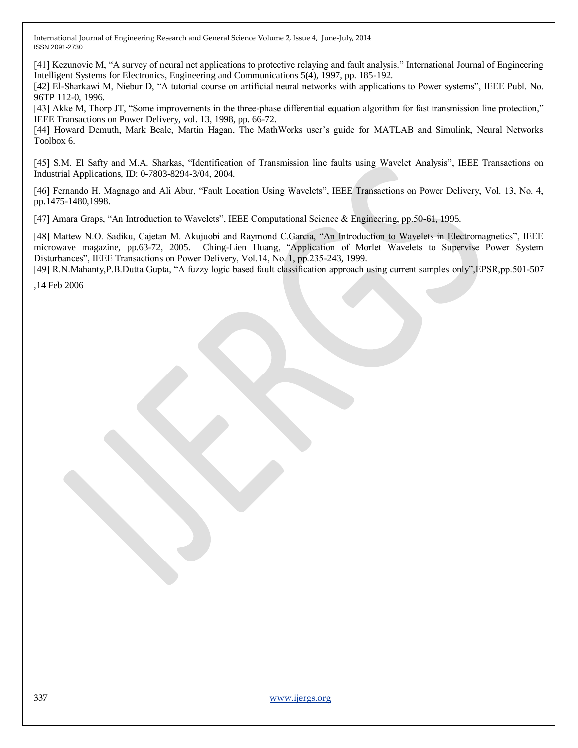[41] Kezunovic M, "A survey of neural net applications to protective relaying and fault analysis." International Journal of Engineering Intelligent Systems for Electronics, Engineering and Communications 5(4), 1997, pp. 185-192.

[42] El-Sharkawi M, Niebur D, "A tutorial course on artificial neural networks with applications to Power systems", IEEE Publ. No. 96TP 112-0, 1996.

[43] Akke M, Thorp JT, "Some improvements in the three-phase differential equation algorithm for fast transmission line protection," IEEE Transactions on Power Delivery, vol. 13, 1998, pp. 66-72.

[44] Howard Demuth, Mark Beale, Martin Hagan, The MathWorks user's guide for MATLAB and Simulink, Neural Networks Toolbox 6.

[45] S.M. El Safty and M.A. Sharkas, "Identification of Transmission line faults using Wavelet Analysis", IEEE Transactions on Industrial Applications, ID: 0-7803-8294-3/04, 2004.

[46] Fernando H. Magnago and Ali Abur, "Fault Location Using Wavelets", IEEE Transactions on Power Delivery, Vol. 13, No. 4, pp.1475-1480,1998.

[47] Amara Graps, "An Introduction to Wavelets", IEEE Computational Science & Engineering, pp.50-61, 1995.

[48] Mattew N.O. Sadiku, Cajetan M. Akujuobi and Raymond C.Garcia, "An Introduction to Wavelets in Electromagnetics", IEEE microwave magazine, pp.63-72, 2005. Ching-Lien Huang, "Application of Morlet Wavelets to Supervise Power System Disturbances", IEEE Transactions on Power Delivery, Vol.14, No. 1, pp.235-243, 1999.

[49] R.N.Mahanty,P.B.Dutta Gupta, "A fuzzy logic based fault classification approach using current samples only",EPSR,pp.501-507 ,14 Feb 2006